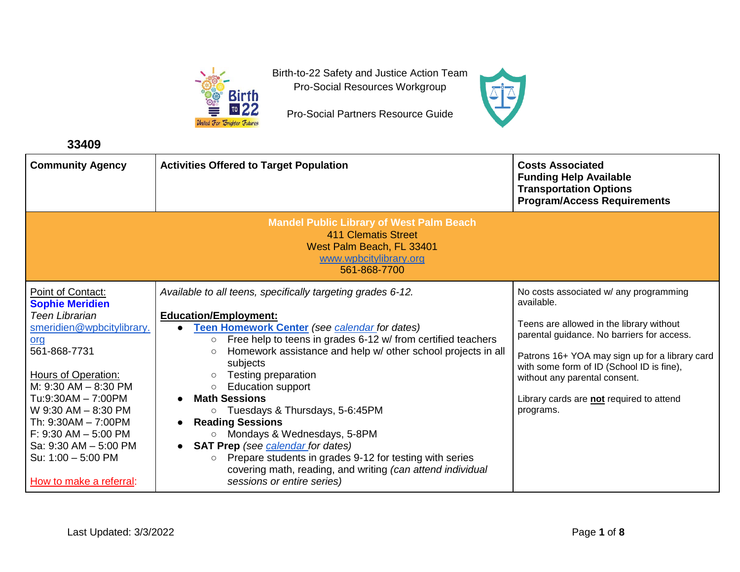Birth-to-22 Safety and Justice Action Team
Pro-Social Resources Workgroup

Pro-Social Partners Resource Guide

## 33409

| Community Agency | Activities Offered to Target Population | Costs Associated<br>Funding Help Available<br>Transportation Options<br>Program/Access Requirements |
|---|---|---|
| **Mandel Public Library of West Palm Beach**<br>411 Clematis Street<br>West Palm Beach, FL 33401<br>www.wpbcitylibrary.org<br>561-868-7700 | | |
| Point of Contact:<br>**Sophie Meridien**<br>*Teen Librarian*<br>smeridien@wpbcitylibrary.org<br>561-868-7731<br><br>Hours of Operation:<br>M: 9:30 AM – 8:30 PM<br>Tu:9:30AM – 7:00PM<br>W 9:30 AM – 8:30 PM<br>Th: 9:30AM – 7:00PM<br>F: 9:30 AM – 5:00 PM<br>Sa: 9:30 AM – 5:00 PM<br>Su: 1:00 – 5:00 PM<br><br>How to make a referral: | *Available to all teens, specifically targeting grades 6-12.*<br><br>**Education/Employment:**<br>● **Teen Homework Center** *(see calendar for dates)*<br>○ Free help to teens in grades 6-12 w/ from certified teachers<br>○ Homework assistance and help w/ other school projects in all subjects<br>○ Testing preparation<br>○ Education support<br>● **Math Sessions**<br>○ Tuesdays & Thursdays, 5-6:45PM<br>● **Reading Sessions**<br>○ Mondays & Wednesdays, 5-8PM<br>● **SAT Prep** *(see calendar for dates)*<br>○ Prepare students in grades 9-12 for testing with series covering math, reading, and writing *(can attend individual sessions or entire series)* | No costs associated w/ any programming available.<br><br>Teens are allowed in the library without parental guidance. No barriers for access.<br><br>Patrons 16+ YOA may sign up for a library card with some form of ID (School ID is fine), without any parental consent.<br><br>Library cards are **not** required to attend programs. |

Last Updated: 3/3/2022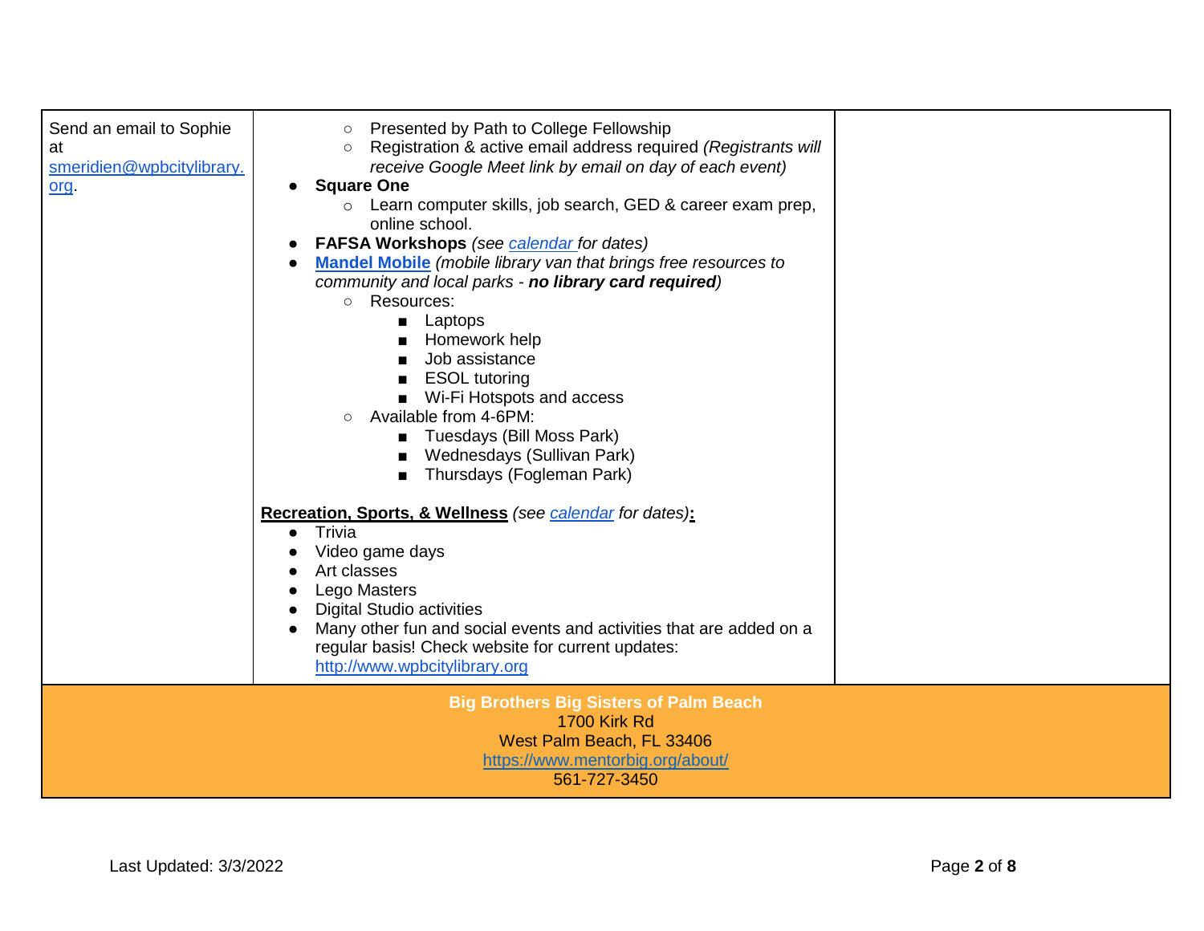| | | |
|---|---|---|
| Send an email to Sophie at smeridien@wpbcitylibrary.org. | ◦ Presented by Path to College Fellowship<br>◦ Registration & active email address required *(Registrants will receive Google Meet link by email on day of each event)*<br>• **Square One**<br>◦ Learn computer skills, job search, GED & career exam prep, online school.<br>• **FAFSA Workshops** *(see calendar for dates)*<br>• **Mandel Mobile** *(mobile library van that brings free resources to community and local parks - **no library card required**)*<br>◦ Resources:<br>▪ Laptops<br>▪ Homework help<br>▪ Job assistance<br>▪ ESOL tutoring<br>▪ Wi-Fi Hotspots and access<br>◦ Available from 4-6PM:<br>▪ Tuesdays (Bill Moss Park)<br>▪ Wednesdays (Sullivan Park)<br>▪ Thursdays (Fogleman Park)<br><br>**Recreation, Sports, & Wellness** *(see calendar for dates)*:<br>• Trivia<br>• Video game days<br>• Art classes<br>• Lego Masters<br>• Digital Studio activities<br>• Many other fun and social events and activities that are added on a regular basis! Check website for current updates: http://www.wpbcitylibrary.org | |

**Big Brothers Big Sisters of Palm Beach**
1700 Kirk Rd
West Palm Beach, FL 33406
https://www.mentorbig.org/about/
561-727-3450

Last Updated: 3/3/2022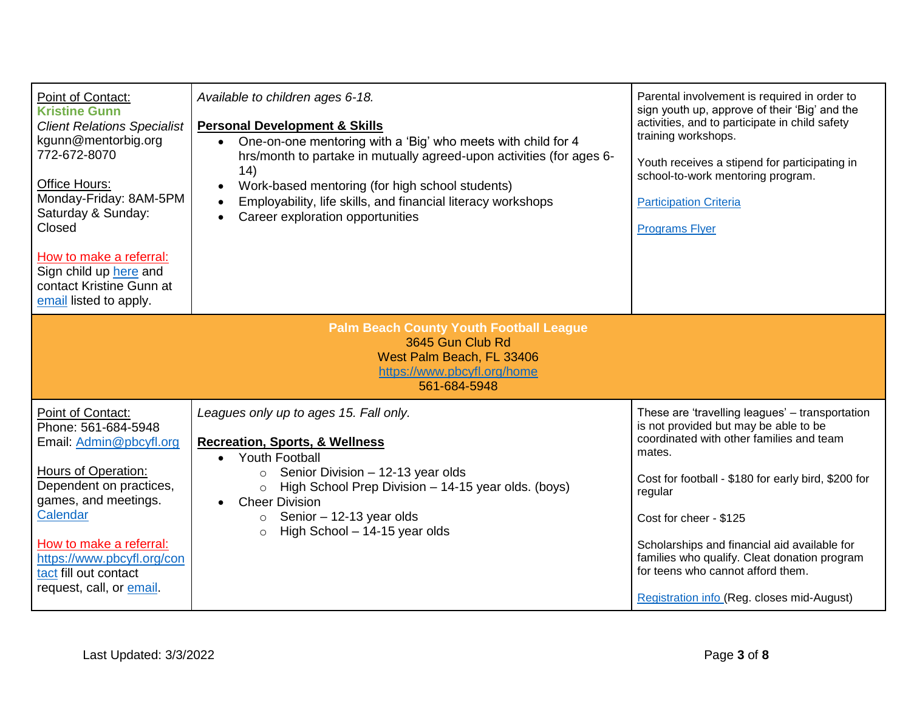| | | |
|---|---|---|
| Point of Contact:<br>**Kristine Gunn**<br>*Client Relations Specialist*<br>kgunn@mentorbig.org<br>772-672-8070<br><br>Office Hours:<br>Monday-Friday: 8AM-5PM<br>Saturday & Sunday: Closed<br><br>How to make a referral:<br>Sign child up here and contact Kristine Gunn at email listed to apply. | *Available to children ages 6-18.*<br><br>**Personal Development & Skills**<br>• One-on-one mentoring with a 'Big' who meets with child for 4 hrs/month to partake in mutually agreed-upon activities (for ages 6-14)<br>• Work-based mentoring (for high school students)<br>• Employability, life skills, and financial literacy workshops<br>• Career exploration opportunities | Parental involvement is required in order to sign youth up, approve of their 'Big' and the activities, and to participate in child safety training workshops.<br><br>Youth receives a stipend for participating in school-to-work mentoring program.<br><br>Participation Criteria<br><br>Programs Flyer |
| **Palm Beach County Youth Football League**<br>3645 Gun Club Rd<br>West Palm Beach, FL 33406<br>https://www.pbcyfl.org/home<br>561-684-5948 | | |
| Point of Contact:<br>Phone: 561-684-5948<br>Email: Admin@pbcyfl.org<br><br>Hours of Operation:<br>Dependent on practices, games, and meetings.<br>Calendar<br><br>How to make a referral:<br>https://www.pbcyfl.org/contact fill out contact request, call, or email. | *Leagues only up to ages 15. Fall only.*<br><br>**Recreation, Sports, & Wellness**<br>• Youth Football<br>  ○ Senior Division – 12-13 year olds<br>  ○ High School Prep Division – 14-15 year olds. (boys)<br>• Cheer Division<br>  ○ Senior – 12-13 year olds<br>  ○ High School – 14-15 year olds | These are 'travelling leagues' – transportation is not provided but may be able to be coordinated with other families and team mates.<br><br>Cost for football - $180 for early bird, $200 for regular<br><br>Cost for cheer - $125<br><br>Scholarships and financial aid available for families who qualify. Cleat donation program for teens who cannot afford them.<br><br>Registration info (Reg. closes mid-August) |

Last Updated: 3/3/2022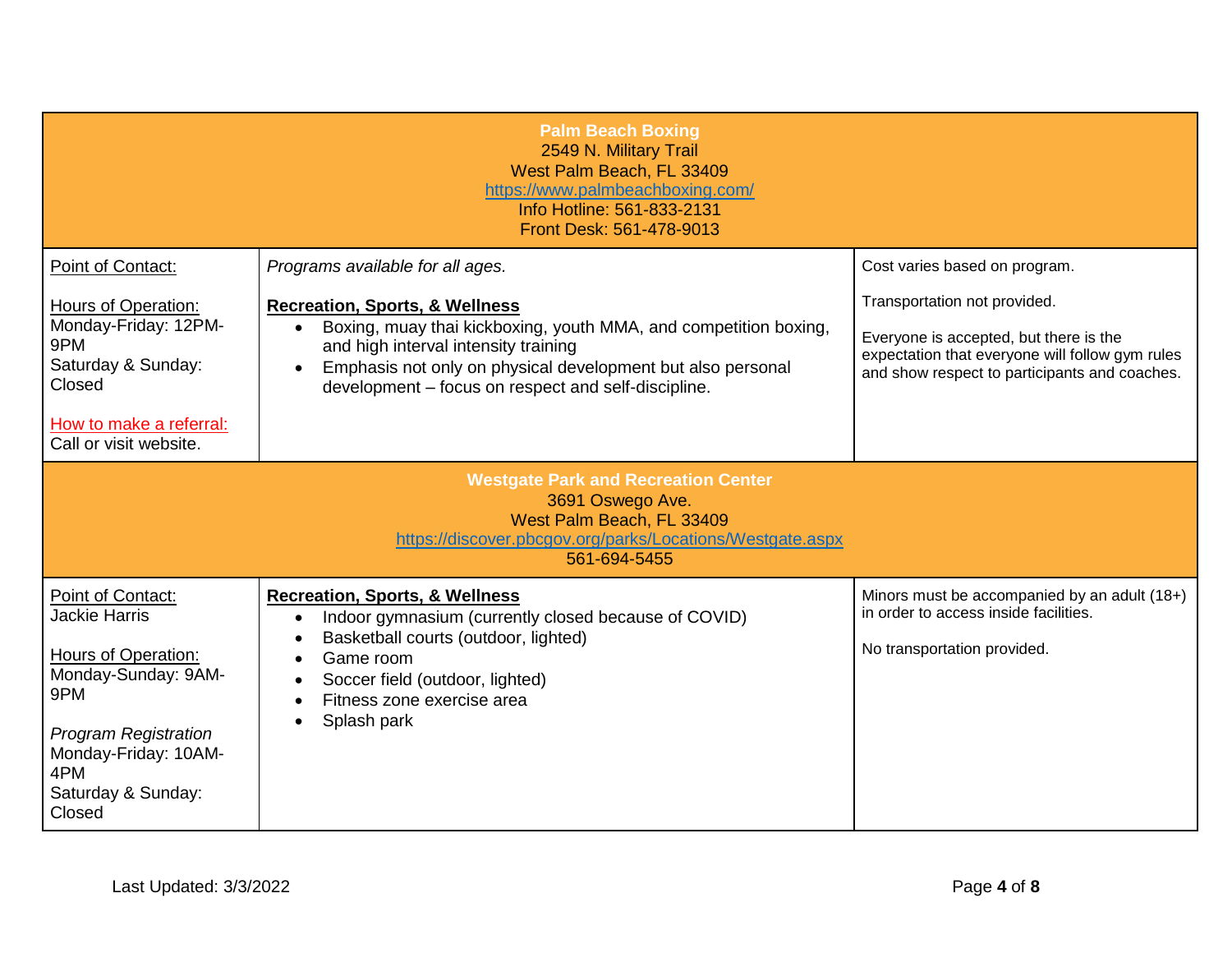| **Palm Beach Boxing**<br>2549 N. Military Trail<br>West Palm Beach, FL 33409<br>https://www.palmbeachboxing.com/<br>Info Hotline: 561-833-2131<br>Front Desk: 561-478-9013 | | |
|---|---|---|
| Point of Contact:<br><br>Hours of Operation:<br>Monday-Friday: 12PM-9PM<br>Saturday & Sunday: Closed<br><br>How to make a referral:<br>Call or visit website. | *Programs available for all ages.*<br><br>**Recreation, Sports, & Wellness**<br>• Boxing, muay thai kickboxing, youth MMA, and competition boxing, and high interval intensity training<br>• Emphasis not only on physical development but also personal development – focus on respect and self-discipline. | Cost varies based on program.<br><br>Transportation not provided.<br><br>Everyone is accepted, but there is the expectation that everyone will follow gym rules and show respect to participants and coaches. |
| **Westgate Park and Recreation Center**<br>3691 Oswego Ave.<br>West Palm Beach, FL 33409<br>https://discover.pbcgov.org/parks/Locations/Westgate.aspx<br>561-694-5455 | | |
| Point of Contact:<br>Jackie Harris<br><br>Hours of Operation:<br>Monday-Sunday: 9AM-9PM<br><br>*Program Registration*<br>Monday-Friday: 10AM-4PM<br>Saturday & Sunday: Closed | **Recreation, Sports, & Wellness**<br>• Indoor gymnasium (currently closed because of COVID)<br>• Basketball courts (outdoor, lighted)<br>• Game room<br>• Soccer field (outdoor, lighted)<br>• Fitness zone exercise area<br>• Splash park | Minors must be accompanied by an adult (18+) in order to access inside facilities.<br><br>No transportation provided. |

Last Updated: 3/3/2022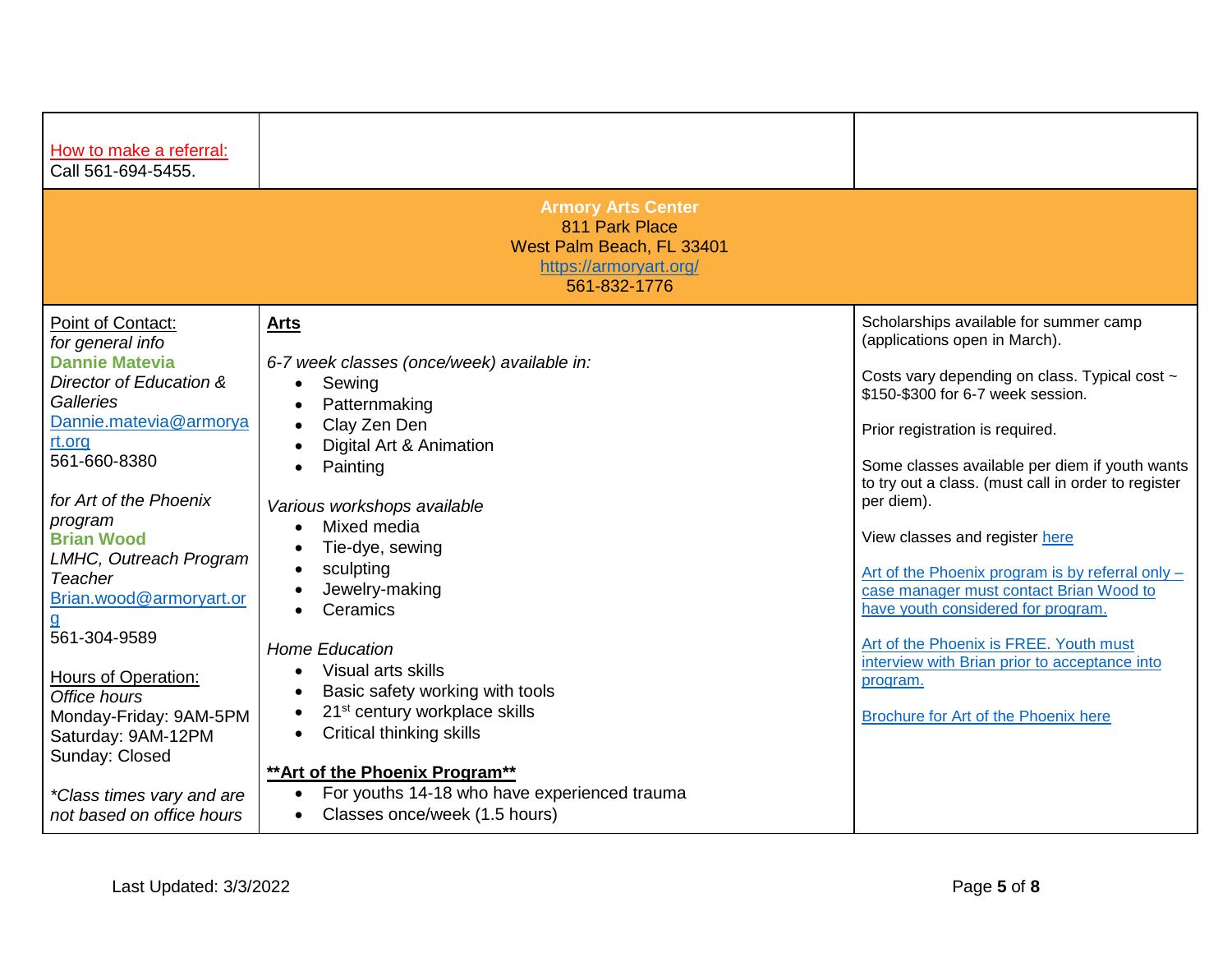| | | |
|---|---|---|
| How to make a referral:<br>Call 561-694-5455. | | |
| **Armory Arts Center**<br>811 Park Place<br>West Palm Beach, FL 33401<br>https://armoryart.org/<br>561-832-1776 | | |
| Point of Contact:<br>*for general info*<br>**Dannie Matevia**<br>*Director of Education & Galleries*<br>Dannie.matevia@armoryart.org<br>561-660-8380<br><br>*for Art of the Phoenix program*<br>**Brian Wood**<br>*LMHC, Outreach Program Teacher*<br>Brian.wood@armoryart.org<br>561-304-9589<br><br>Hours of Operation:<br>*Office hours*<br>Monday-Friday: 9AM-5PM<br>Saturday: 9AM-12PM<br>Sunday: Closed<br><br>*\*Class times vary and are not based on office hours* | **Arts**<br><br>*6-7 week classes (once/week) available in:*<br>• Sewing<br>• Patternmaking<br>• Clay Zen Den<br>• Digital Art & Animation<br>• Painting<br><br>*Various workshops available*<br>• Mixed media<br>• Tie-dye, sewing<br>• sculpting<br>• Jewelry-making<br>• Ceramics<br><br>*Home Education*<br>• Visual arts skills<br>• Basic safety working with tools<br>• 21st century workplace skills<br>• Critical thinking skills<br><br>**\*\*Art of the Phoenix Program\*\***<br>• For youths 14-18 who have experienced trauma<br>• Classes once/week (1.5 hours) | Scholarships available for summer camp (applications open in March).<br><br>Costs vary depending on class. Typical cost ~ $150-$300 for 6-7 week session.<br><br>Prior registration is required.<br><br>Some classes available per diem if youth wants to try out a class. (must call in order to register per diem).<br><br>View classes and register here<br><br>Art of the Phoenix program is by referral only – case manager must contact Brian Wood to have youth considered for program.<br><br>Art of the Phoenix is FREE. Youth must interview with Brian prior to acceptance into program.<br><br>Brochure for Art of the Phoenix here |

Last Updated: 3/3/2022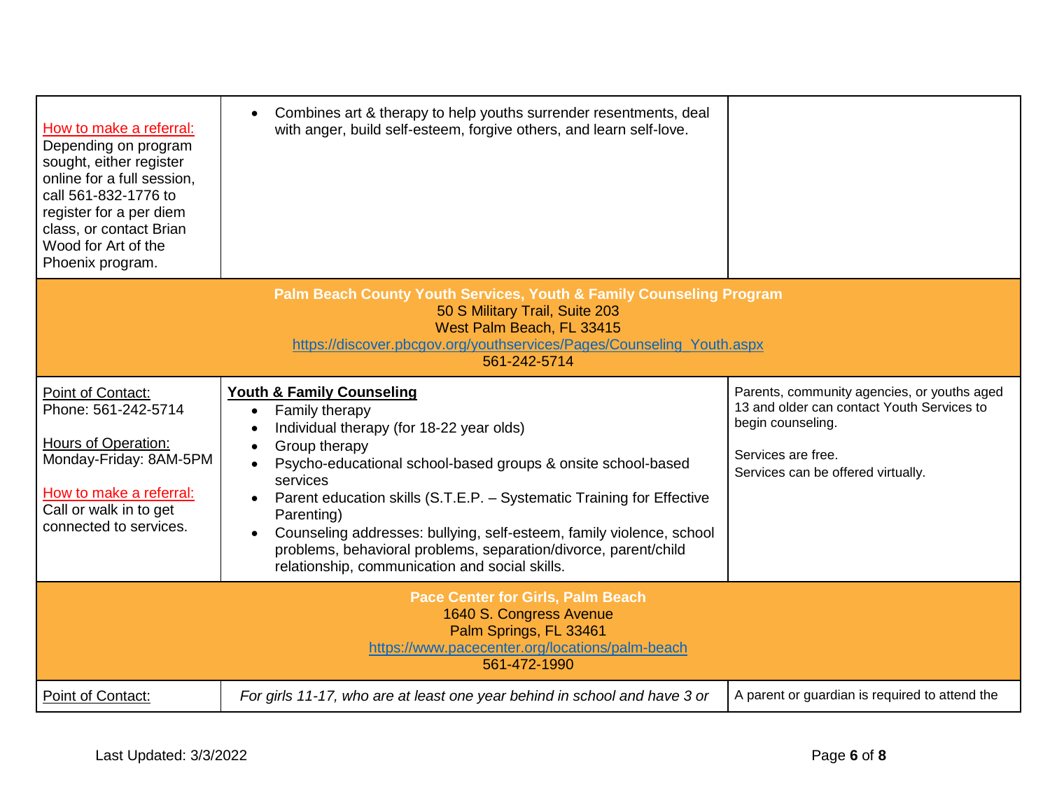| | | |
|---|---|---|
| How to make a referral:<br>Depending on program sought, either register online for a full session, call 561-832-1776 to register for a per diem class, or contact Brian Wood for Art of the Phoenix program. | • Combines art & therapy to help youths surrender resentments, deal with anger, build self-esteem, forgive others, and learn self-love. | |
| **Palm Beach County Youth Services, Youth & Family Counseling Program**<br>50 S Military Trail, Suite 203<br>West Palm Beach, FL 33415<br>https://discover.pbcgov.org/youthservices/Pages/Counseling_Youth.aspx<br>561-242-5714 | | |
| Point of Contact:<br>Phone: 561-242-5714<br><br>Hours of Operation:<br>Monday-Friday: 8AM-5PM<br><br>How to make a referral:<br>Call or walk in to get connected to services. | **Youth & Family Counseling**<br>• Family therapy<br>• Individual therapy (for 18-22 year olds)<br>• Group therapy<br>• Psycho-educational school-based groups & onsite school-based services<br>• Parent education skills (S.T.E.P. – Systematic Training for Effective Parenting)<br>• Counseling addresses: bullying, self-esteem, family violence, school problems, behavioral problems, separation/divorce, parent/child relationship, communication and social skills. | Parents, community agencies, or youths aged 13 and older can contact Youth Services to begin counseling.<br><br>Services are free.<br>Services can be offered virtually. |
| **Pace Center for Girls, Palm Beach**<br>1640 S. Congress Avenue<br>Palm Springs, FL 33461<br>https://www.pacecenter.org/locations/palm-beach<br>561-472-1990 | | |
| Point of Contact: | *For girls 11-17, who are at least one year behind in school and have 3 or* | A parent or guardian is required to attend the |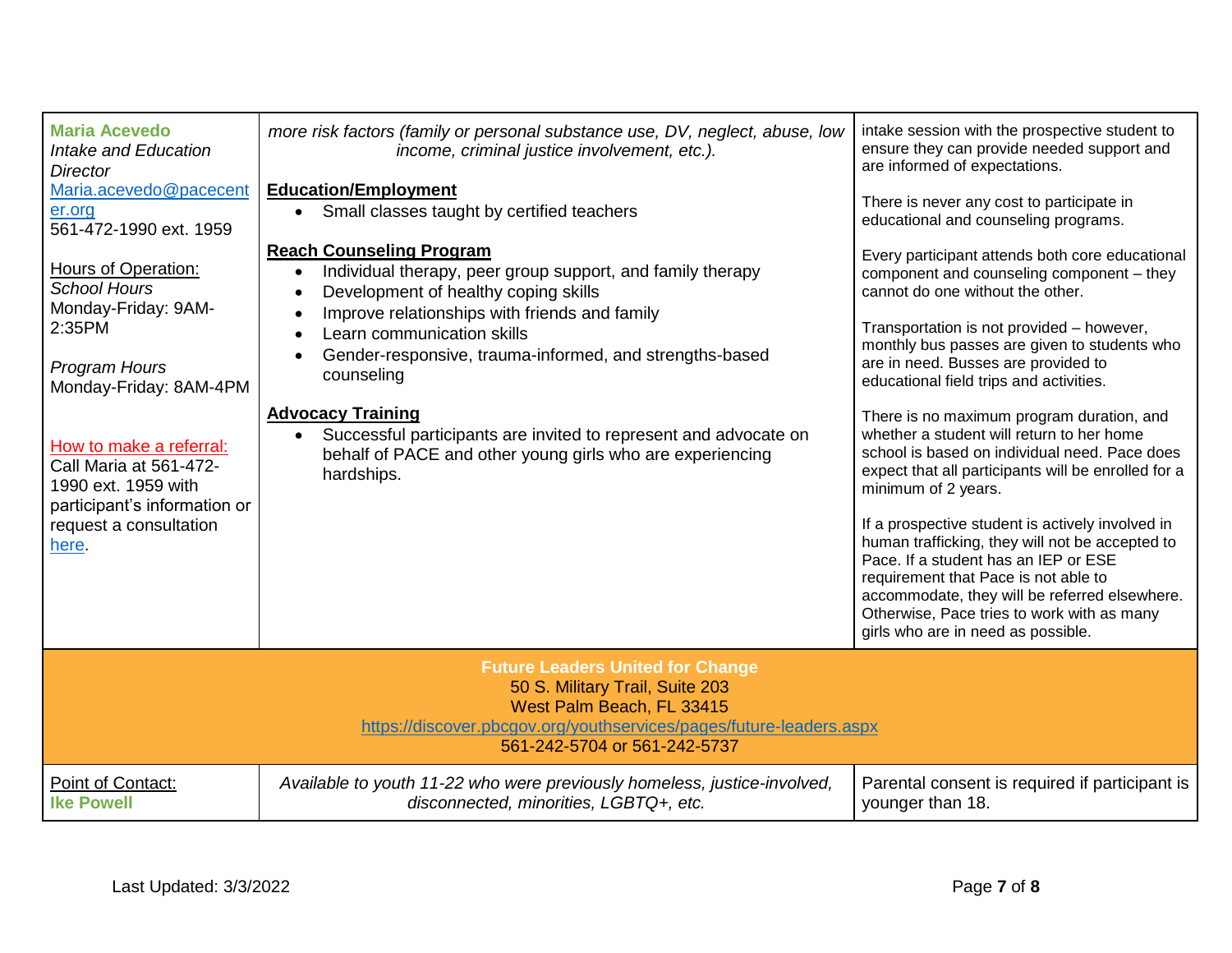| | | |
|---|---|---|
| **Maria Acevedo**<br>*Intake and Education Director*<br>Maria.acevedo@pacecenter.org<br>561-472-1990 ext. 1959<br><br>Hours of Operation:<br>*School Hours*<br>Monday-Friday: 9AM-2:35PM<br><br>*Program Hours*<br>Monday-Friday: 8AM-4PM<br><br>How to make a referral:<br>Call Maria at 561-472-1990 ext. 1959 with participant's information or request a consultation here. | *more risk factors (family or personal substance use, DV, neglect, abuse, low income, criminal justice involvement, etc.).*<br><br>**Education/Employment**<br>• Small classes taught by certified teachers<br><br>**Reach Counseling Program**<br>• Individual therapy, peer group support, and family therapy<br>• Development of healthy coping skills<br>• Improve relationships with friends and family<br>• Learn communication skills<br>• Gender-responsive, trauma-informed, and strengths-based counseling<br><br>**Advocacy Training**<br>• Successful participants are invited to represent and advocate on behalf of PACE and other young girls who are experiencing hardships. | intake session with the prospective student to ensure they can provide needed support and are informed of expectations.<br><br>There is never any cost to participate in educational and counseling programs.<br><br>Every participant attends both core educational component and counseling component – they cannot do one without the other.<br><br>Transportation is not provided – however, monthly bus passes are given to students who are in need. Busses are provided to educational field trips and activities.<br><br>There is no maximum program duration, and whether a student will return to her home school is based on individual need. Pace does expect that all participants will be enrolled for a minimum of 2 years.<br><br>If a prospective student is actively involved in human trafficking, they will not be accepted to Pace. If a student has an IEP or ESE requirement that Pace is not able to accommodate, they will be referred elsewhere. Otherwise, Pace tries to work with as many girls who are in need as possible. |
| **Future Leaders United for Change**<br>50 S. Military Trail, Suite 203<br>West Palm Beach, FL 33415<br>https://discover.pbcgov.org/youthservices/pages/future-leaders.aspx<br>561-242-5704 or 561-242-5737 | | |
| Point of Contact:<br>**Ike Powell** | *Available to youth 11-22 who were previously homeless, justice-involved, disconnected, minorities, LGBTQ+, etc.* | Parental consent is required if participant is younger than 18. |

Last Updated: 3/3/2022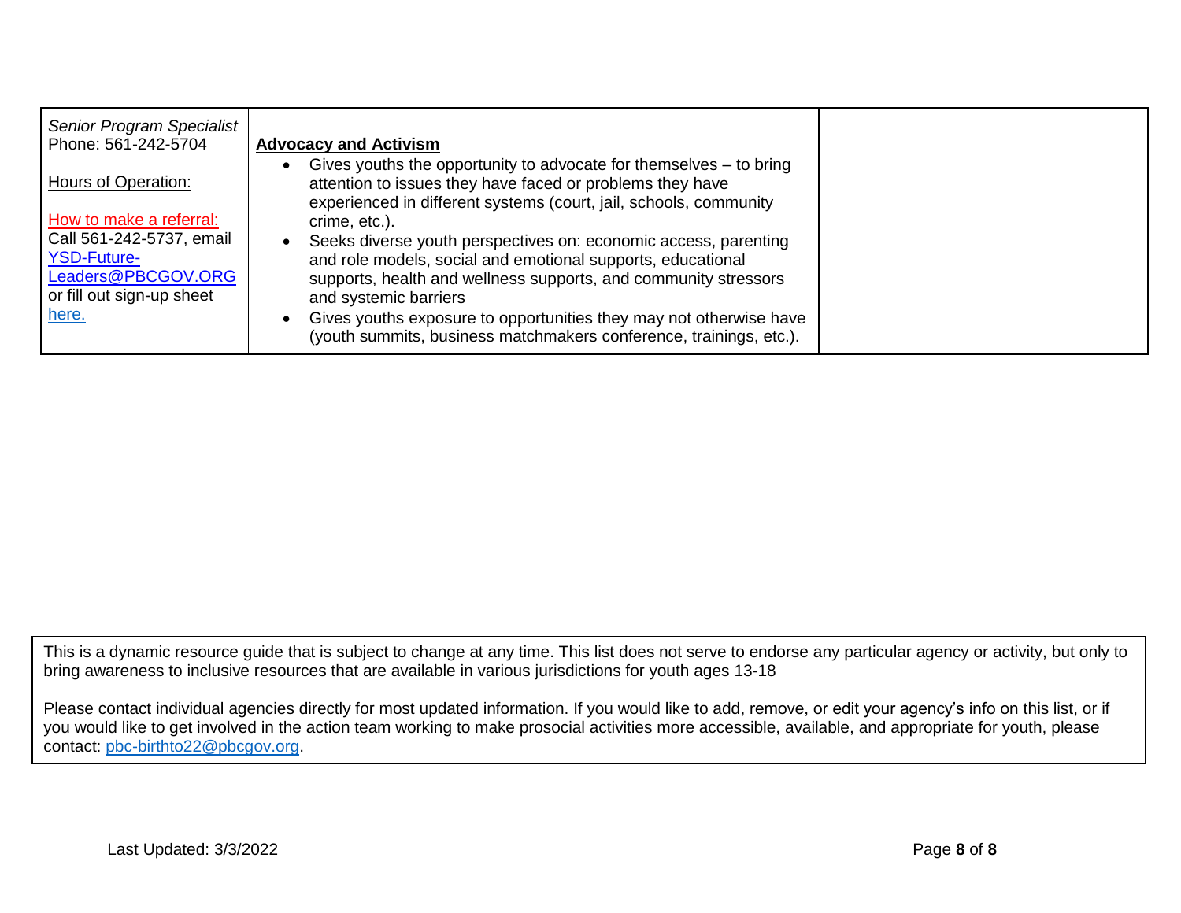| | | |
|---|---|---|
| *Senior Program Specialist*<br>Phone: 561-242-5704<br><br>Hours of Operation:<br><br>How to make a referral:<br>Call 561-242-5737, email YSD-Future-Leaders@PBCGOV.ORG or fill out sign-up sheet here. | **Advocacy and Activism**<br>• Gives youths the opportunity to advocate for themselves – to bring attention to issues they have faced or problems they have experienced in different systems (court, jail, schools, community crime, etc.).<br>• Seeks diverse youth perspectives on: economic access, parenting and role models, social and emotional supports, educational supports, health and wellness supports, and community stressors and systemic barriers<br>• Gives youths exposure to opportunities they may not otherwise have (youth summits, business matchmakers conference, trainings, etc.). | |

This is a dynamic resource guide that is subject to change at any time. This list does not serve to endorse any particular agency or activity, but only to bring awareness to inclusive resources that are available in various jurisdictions for youth ages 13-18

Please contact individual agencies directly for most updated information. If you would like to add, remove, or edit your agency's info on this list, or if you would like to get involved in the action team working to make prosocial activities more accessible, available, and appropriate for youth, please contact: pbc-birthto22@pbcgov.org.

Last Updated: 3/3/2022